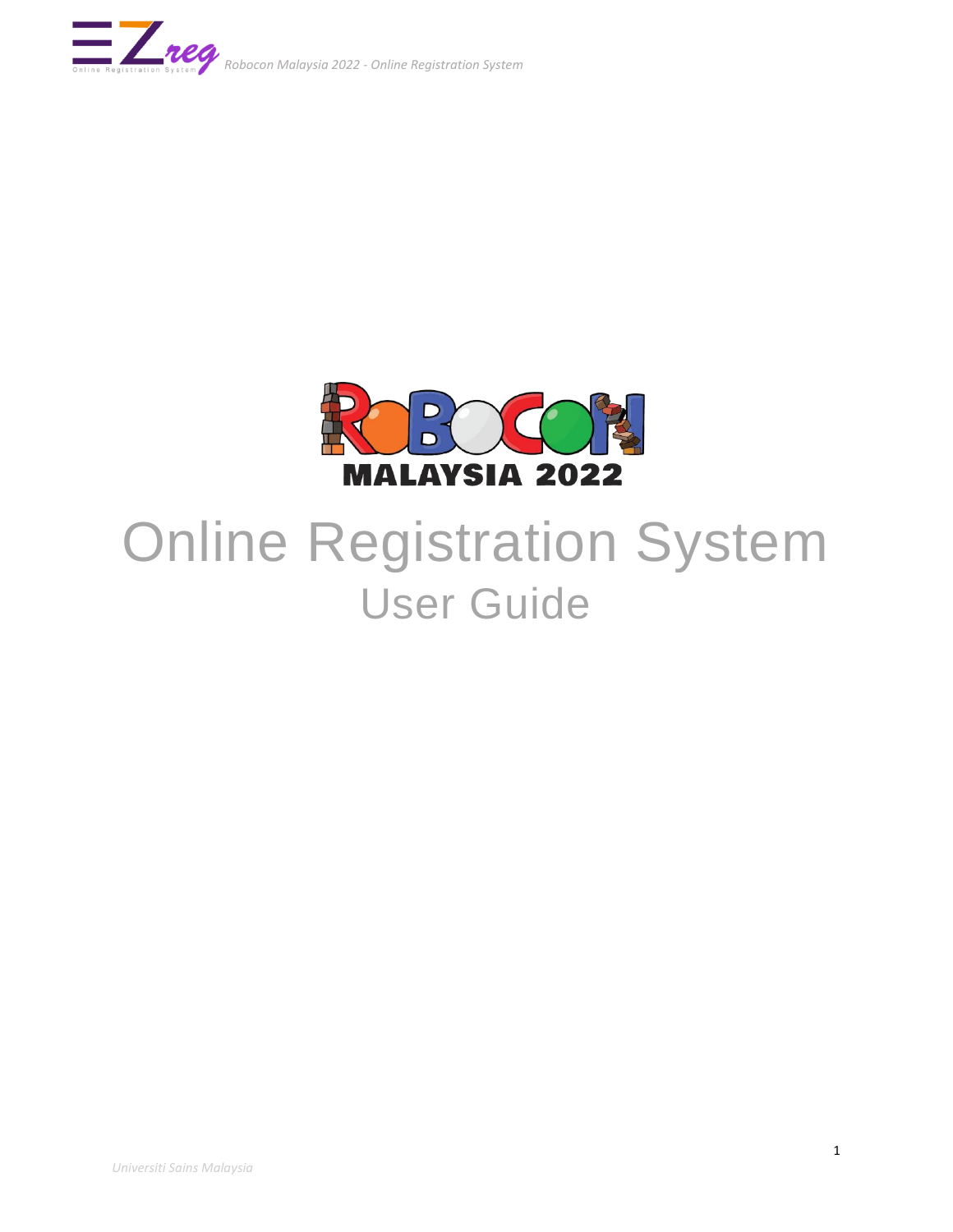# Online Registration System

## User Guide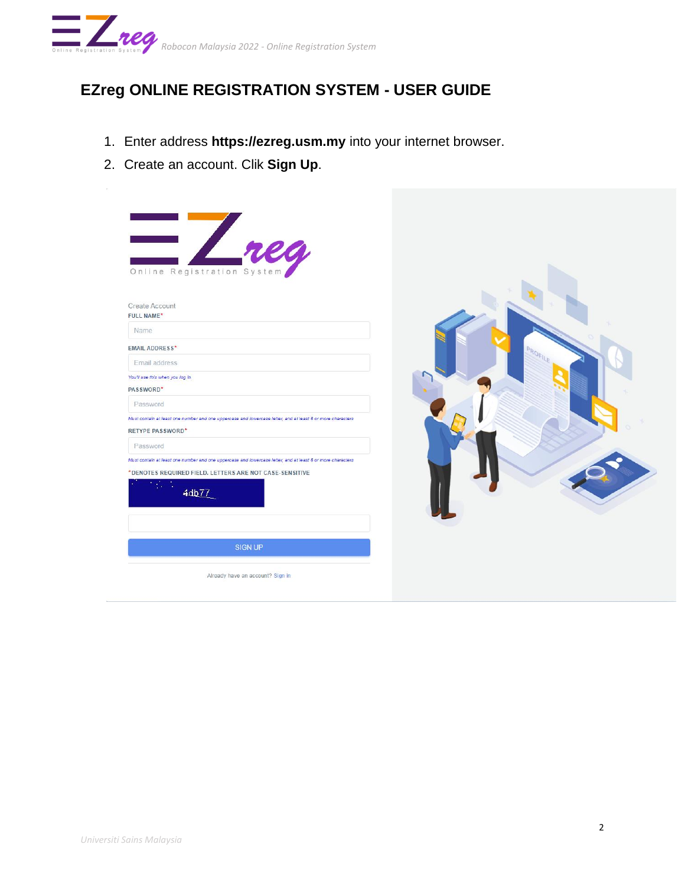# EZreg ONLINE REGISTRATION SYSTEM - USER GUIDE

1. Enter address **https://ezreg.usm.my** into your internet browser.
2. Create an account. Clik **Sign Up**.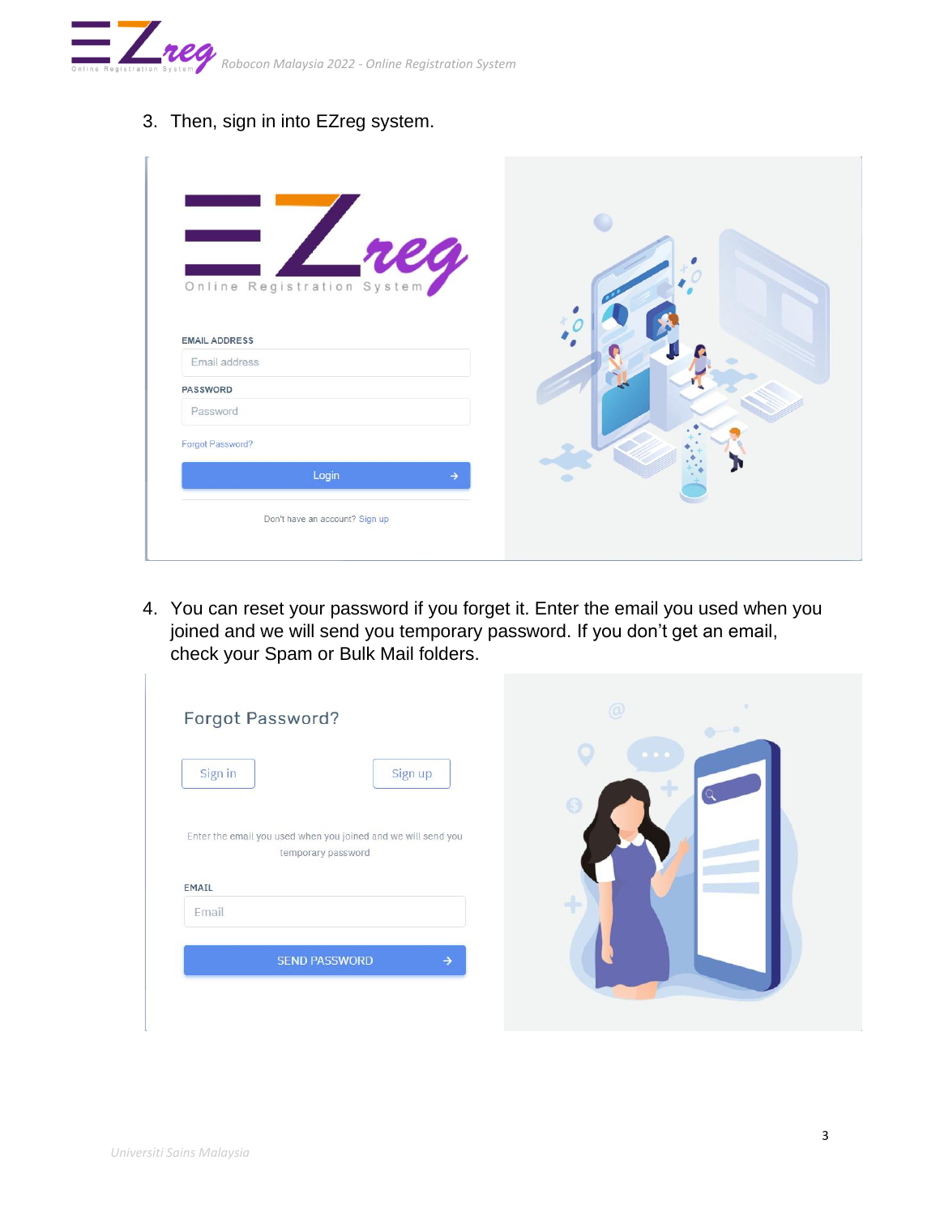3. Then, sign in into EZreg system.

4. You can reset your password if you forget it. Enter the email you used when you joined and we will send you temporary password. If you don't get an email, check your Spam or Bulk Mail folders.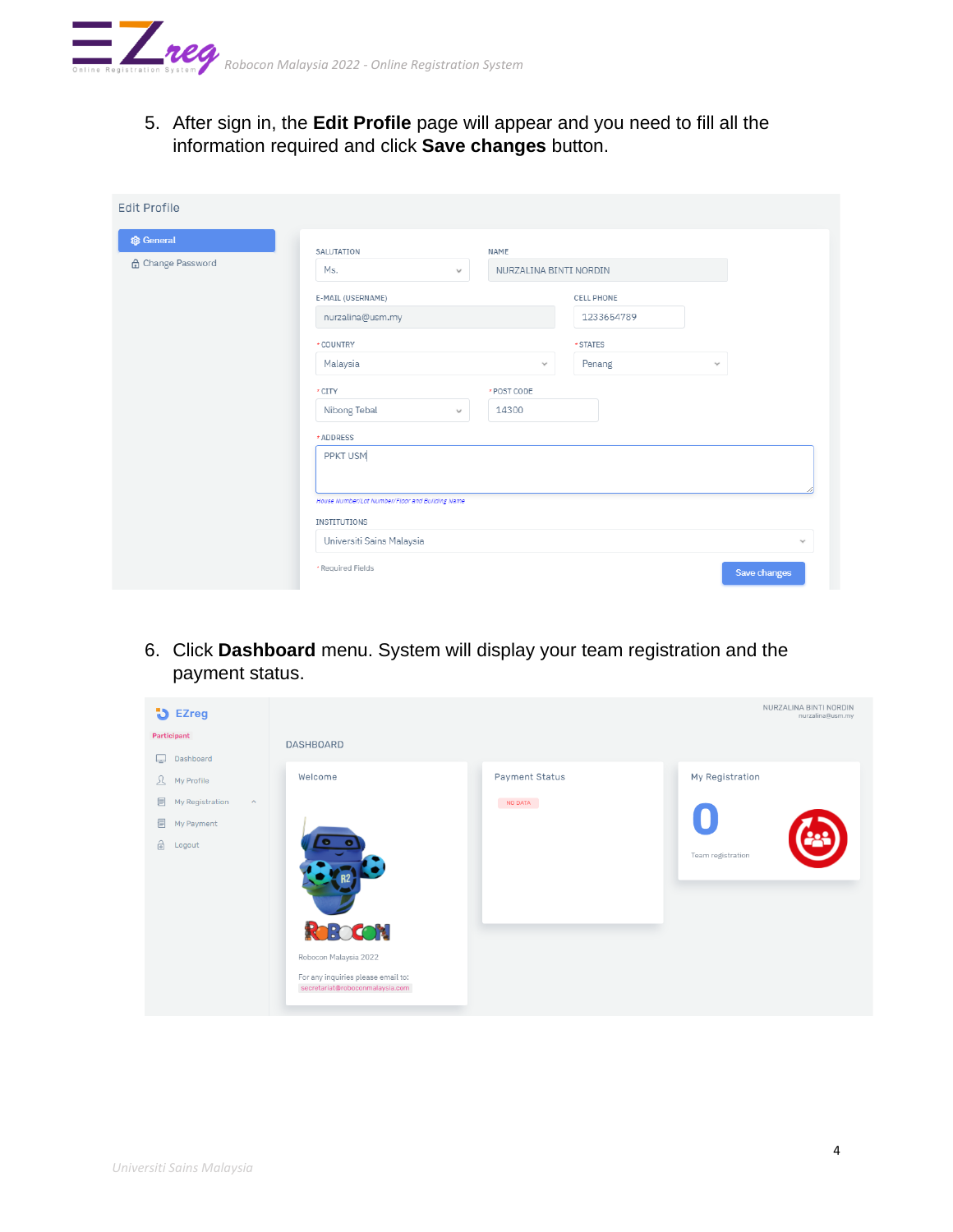5. After sign in, the **Edit Profile** page will appear and you need to fill all the information required and click **Save changes** button.

6. Click **Dashboard** menu. System will display your team registration and the payment status.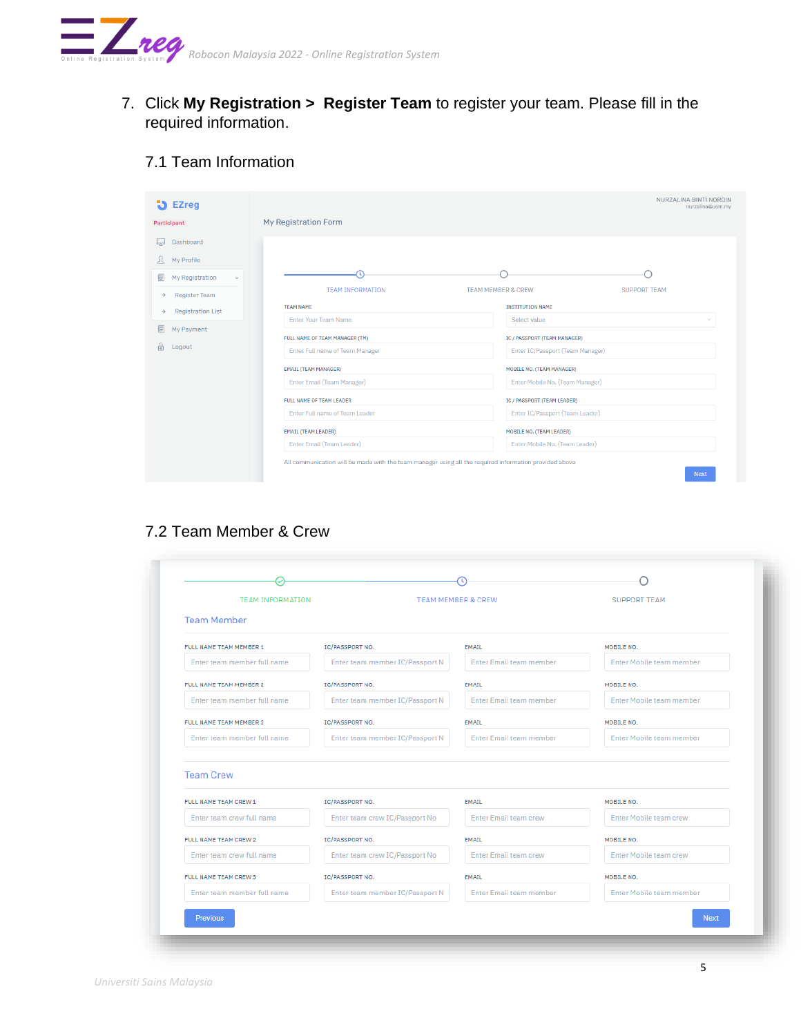7. Click **My Registration > Register Team** to register your team. Please fill in the required information.

### 7.1 Team Information

EZreg

Participant

Dashboard

My Profile

My Registration

Register Team

Registration List

My Payment

Logout

NURZALINA BINTI NORDIN
nurzalina@usm.my

My Registration Form

TEAM INFORMATION — TEAM MEMBER & CREW — SUPPORT TEAM

| TEAM NAME | INSTITUTION NAME |
|---|---|
| Enter Your Team Name | Select value |
| FULL NAME OF TEAM MANAGER (TM) | IC / PASSPORT (TEAM MANAGER) |
| Enter Full name of Team Manager | Enter IC/Passport (Team Manager) |
| EMAIL (TEAM MANAGER) | MOBILE NO. (TEAM MANAGER) |
| Enter Email (Team Manager) | Enter Mobile No. (Team Manager) |
| FULL NAME OF TEAM LEADER | IC / PASSPORT (TEAM LEADER) |
| Enter Full name of Team Leader | Enter IC/Passport (Team Leader) |
| EMAIL (TEAM LEADER) | MOBILE NO. (TEAM LEADER) |
| Enter Email (Team Leader) | Enter Mobile No. (Team Leader) |

All communication will be made with the team manager using all the required information provided above

Next

### 7.2 Team Member & Crew

TEAM INFORMATION — TEAM MEMBER & CREW — SUPPORT TEAM

**Team Member**

| FULL NAME TEAM MEMBER 1 | IC/PASSPORT NO. | EMAIL | MOBILE NO. |
|---|---|---|---|
| Enter team member full name | Enter team member IC/Passport N | Enter Email team member | Enter Mobile team member |
| **FULL NAME TEAM MEMBER 2** | **IC/PASSPORT NO.** | **EMAIL** | **MOBILE NO.** |
| Enter team member full name | Enter team member IC/Passport N | Enter Email team member | Enter Mobile team member |
| **FULL NAME TEAM MEMBER 3** | **IC/PASSPORT NO.** | **EMAIL** | **MOBILE NO.** |
| Enter team member full name | Enter team member IC/Passport N | Enter Email team member | Enter Mobile team member |

**Team Crew**

| FULL NAME TEAM CREW 1 | IC/PASSPORT NO. | EMAIL | MOBILE NO. |
|---|---|---|---|
| Enter team crew full name | Enter team crew IC/Passport No | Enter Email team crew | Enter Mobile team crew |
| **FULL NAME TEAM CREW 2** | **IC/PASSPORT NO.** | **EMAIL** | **MOBILE NO.** |
| Enter team crew full name | Enter team crew IC/Passport No | Enter Email team crew | Enter Mobile team crew |
| **FULL NAME TEAM CREW 3** | **IC/PASSPORT NO.** | **EMAIL** | **MOBILE NO.** |
| Enter team member full name | Enter team member IC/Passport N | Enter Email team member | Enter Mobile team member |

Previous — Next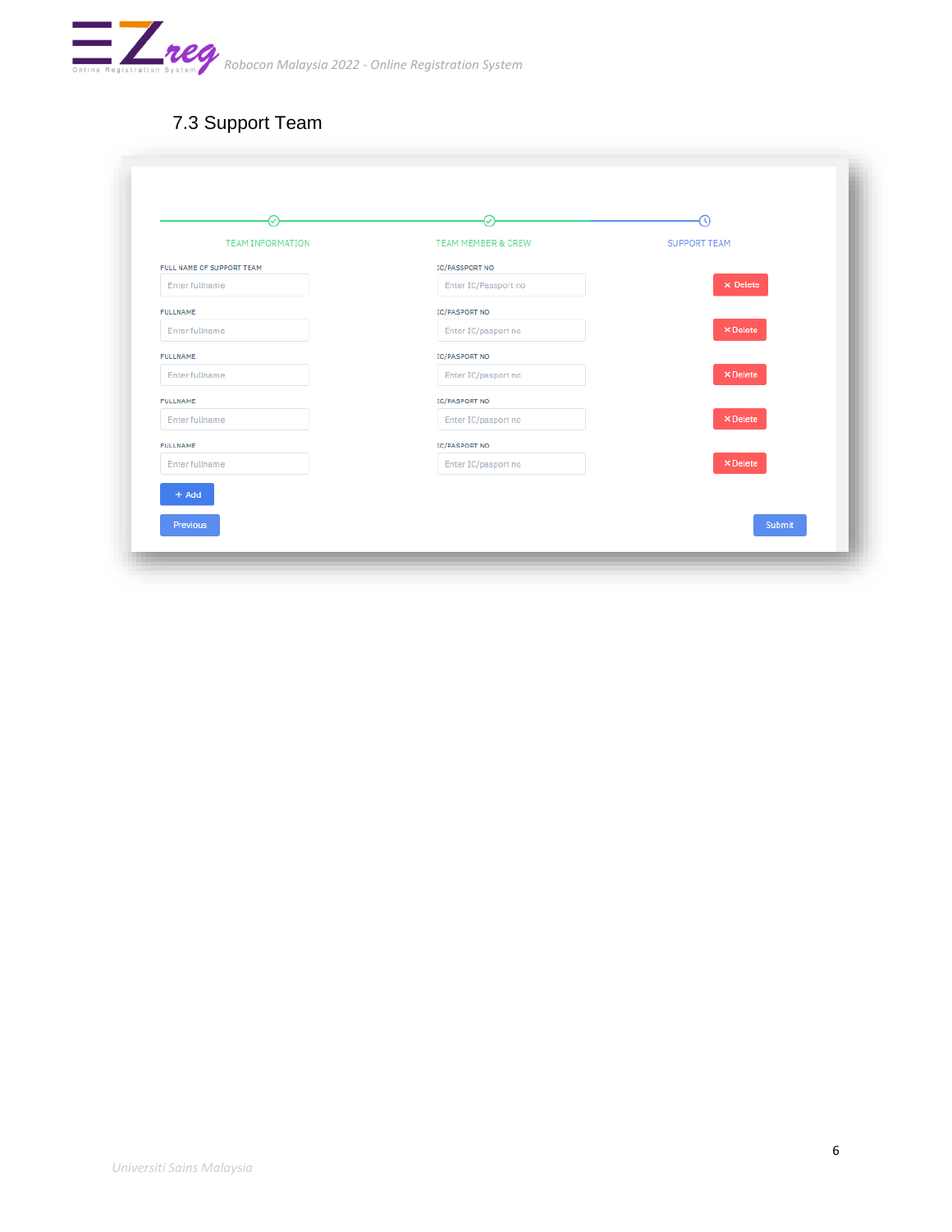## 7.3 Support Team

TEAM INFORMATION | TEAM MEMBER & CREW | SUPPORT TEAM

| FULL NAME OF SUPPORT TEAM | IC/PASSPORT NO | |
|---|---|---|
| Enter fullname | Enter IC/Passport no | × Delete |

| FULLNAME | IC/PASPORT NO | |
|---|---|---|
| Enter fullname | Enter IC/pasport no | × Delete |
| Enter fullname | Enter IC/pasport no | × Delete |
| Enter fullname | Enter IC/pasport no | × Delete |
| Enter fullname | Enter IC/pasport no | × Delete |

+ Add

Previous | Submit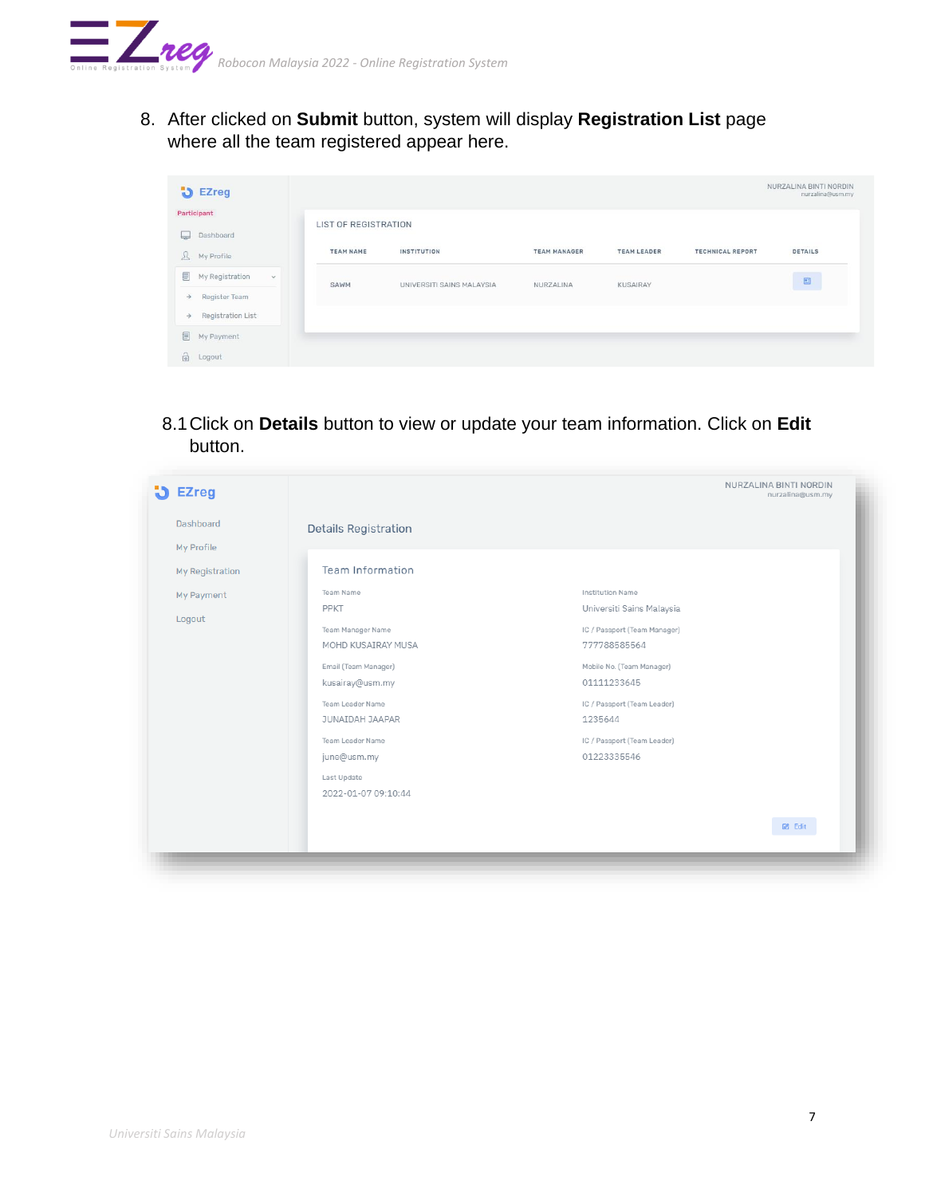8. After clicked on **Submit** button, system will display **Registration List** page where all the team registered appear here.

8.1 Click on **Details** button to view or update your team information. Click on **Edit** button.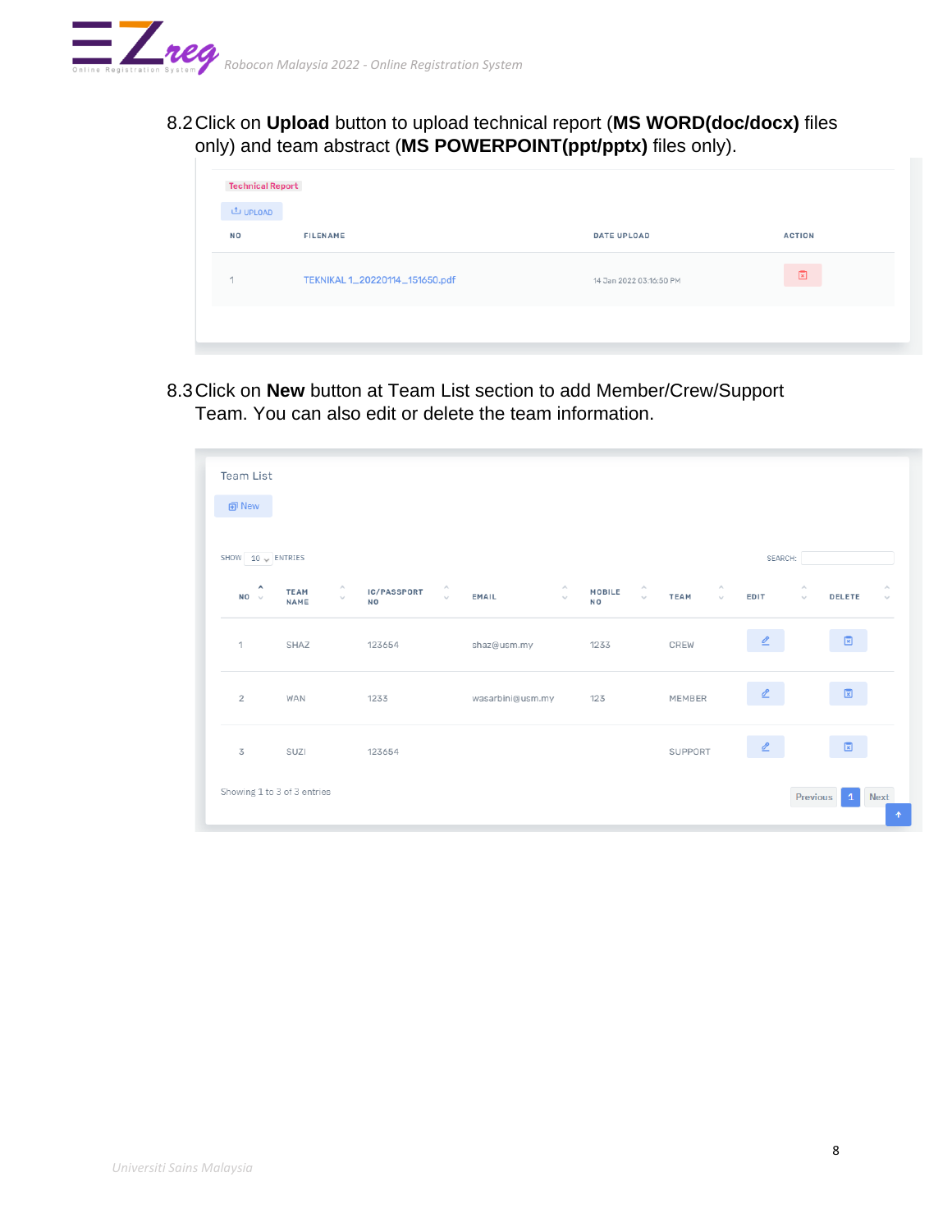8.2 Click on **Upload** button to upload technical report (**MS WORD(doc/docx)** files only) and team abstract (**MS POWERPOINT(ppt/pptx)** files only).

Technical Report

UPLOAD

| NO | FILENAME | DATE UPLOAD | ACTION |
|---|---|---|---|
| 1 | TEKNIKAL 1_20220114_151650.pdf | 14 Jan 2022 03:16:50 PM | |

8.3 Click on **New** button at Team List section to add Member/Crew/Support Team. You can also edit or delete the team information.

Team List

New

SHOW 10 ENTRIES SEARCH:

| NO | TEAM NAME | IC/PASSPORT NO | EMAIL | MOBILE NO | TEAM | EDIT | DELETE |
|---|---|---|---|---|---|---|---|
| 1 | SHAZ | 123654 | shaz@usm.my | 1233 | CREW | | |
| 2 | WAN | 1233 | wasarbini@usm.my | 123 | MEMBER | | |
| 3 | SUZI | 123654 | | | SUPPORT | | |

Showing 1 to 3 of 3 entries

Previous 1 Next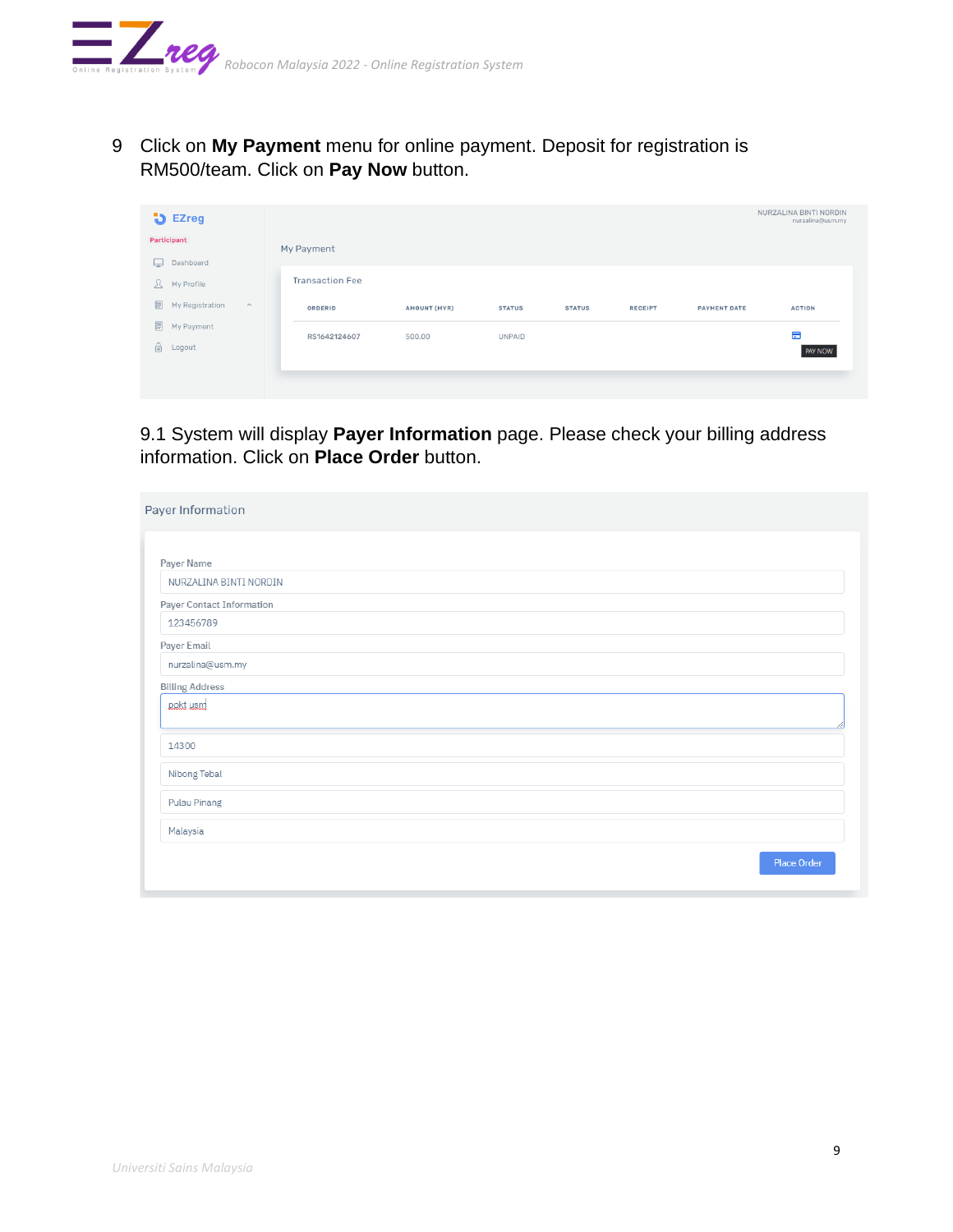9 Click on **My Payment** menu for online payment. Deposit for registration is RM500/team. Click on **Pay Now** button.

EZreg

Participant

- Dashboard
- My Profile
- My Registration
- My Payment
- Logout

NURZALINA BINTI NORDIN
nurzalina@usm.my

My Payment

Transaction Fee

| ORDERID | AMOUNT (MYR) | STATUS | STATUS | RECEIPT | PAYMENT DATE | ACTION |
|---|---|---|---|---|---|---|
| RS1642124607 | 500.00 | UNPAID | | | | PAY NOW |

9.1 System will display **Payer Information** page. Please check your billing address information. Click on **Place Order** button.

Payer Information

Payer Name
NURZALINA BINTI NORDIN

Payer Contact Information
123456789

Payer Email
nurzalina@usm.my

Billing Address
pdkt usm

14300

Nibong Tebal

Pulau Pinang

Malaysia

Place Order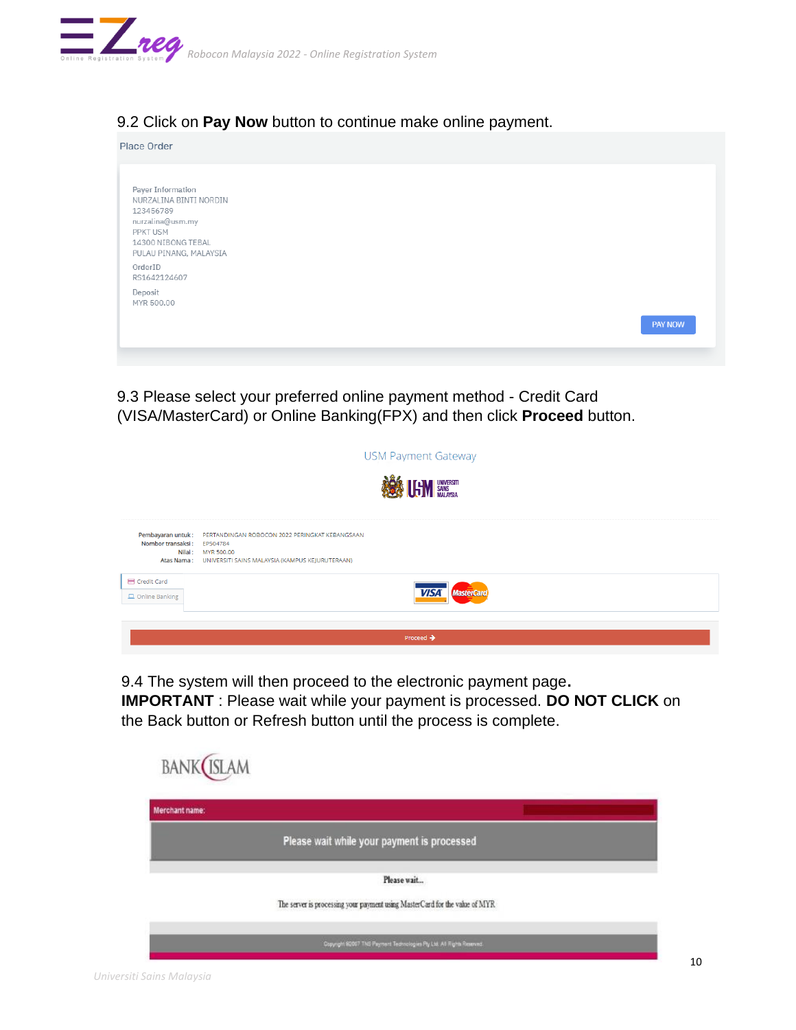9.2 Click on **Pay Now** button to continue make online payment.

Place Order

Payer Information
NURZALINA BINTI NORDIN
123456789
nurzalina@usm.my
PPKT USM
14300 NIBONG TEBAL
PULAU PINANG, MALAYSIA

OrderID
RS1642124607

Deposit
MYR 500.00

PAY NOW

9.3 Please select your preferred online payment method - Credit Card (VISA/MasterCard) or Online Banking(FPX) and then click **Proceed** button.

USM Payment Gateway

| | |
|---|---|
| Pembayaran untuk : | PERTANDINGAN ROBOCON 2022 PERINGKAT KEBANGSAAN |
| Nombor transaksi : | EP504784 |
| Nilai : | MYR 500.00 |
| Atas Nama : | UNIVERSITI SAINS MALAYSIA (KAMPUS KEJURUTERAAN) |

Credit Card
Online Banking

Proceed

9.4 The system will then proceed to the electronic payment page.
**IMPORTANT** : Please wait while your payment is processed. **DO NOT CLICK** on the Back button or Refresh button until the process is complete.

BANK ISLAM

Merchant name:

Please wait while your payment is processed

Please wait...

The server is processing your payment using MasterCard for the value of MYR

Copyright ©2007 TNS Payment Technologies Pty Ltd. All Rights Reserved.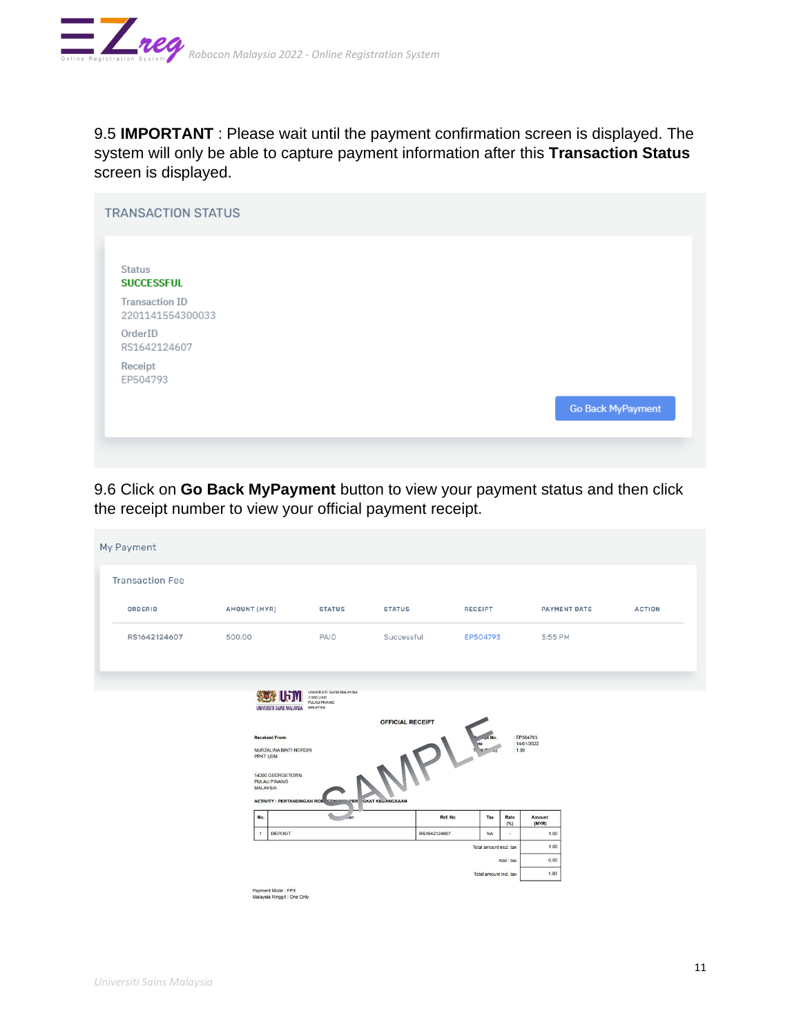9.5 **IMPORTANT** : Please wait until the payment confirmation screen is displayed. The system will only be able to capture payment information after this **Transaction Status** screen is displayed.

TRANSACTION STATUS

Status
SUCCESSFUL

Transaction ID
2201141554300033

OrderID
RS1642124607

Receipt
EP504793

Go Back MyPayment

9.6 Click on **Go Back MyPayment** button to view your payment status and then click the receipt number to view your official payment receipt.

My Payment

Transaction Fee

| ORDERID | AMOUNT (MYR) | STATUS | STATUS | RECEIPT | PAYMENT DATE | ACTION |
|---|---|---|---|---|---|---|
| RS1642124607 | 500.00 | PAID | Successful | EP504793 | 3:55 PM | |

UNIVERSITI SAINS MALAYSIA
11800 USM
PULAU PINANG
MALAYSIA

OFFICIAL RECEIPT

SAMPLE

Received From:

NURZALINA BINTI NORDIN
PPKT USM

14300 GEORGETOWN
PULAU PINANG
MALAYSIA

: EP504793
: 14/01/2022
: 1.00

ACTIVITY : PERTANDINGAN ROBOCON PERINGKAT KEBANGSAAN

| No. | | Ref. No | Tax | Rate (%) | Amount (MYR) |
|---|---|---|---|---|---|
| 1 | DEPOSIT | RS1642124607 | NA | - | 1.00 |
| | | | Total amount excl. tax | | 1.00 |
| | | | Add : tax | | 0.00 |
| | | | Total amount incl. tax | | 1.00 |

Payment Mode : FPX
Malaysia Ringgit : One Only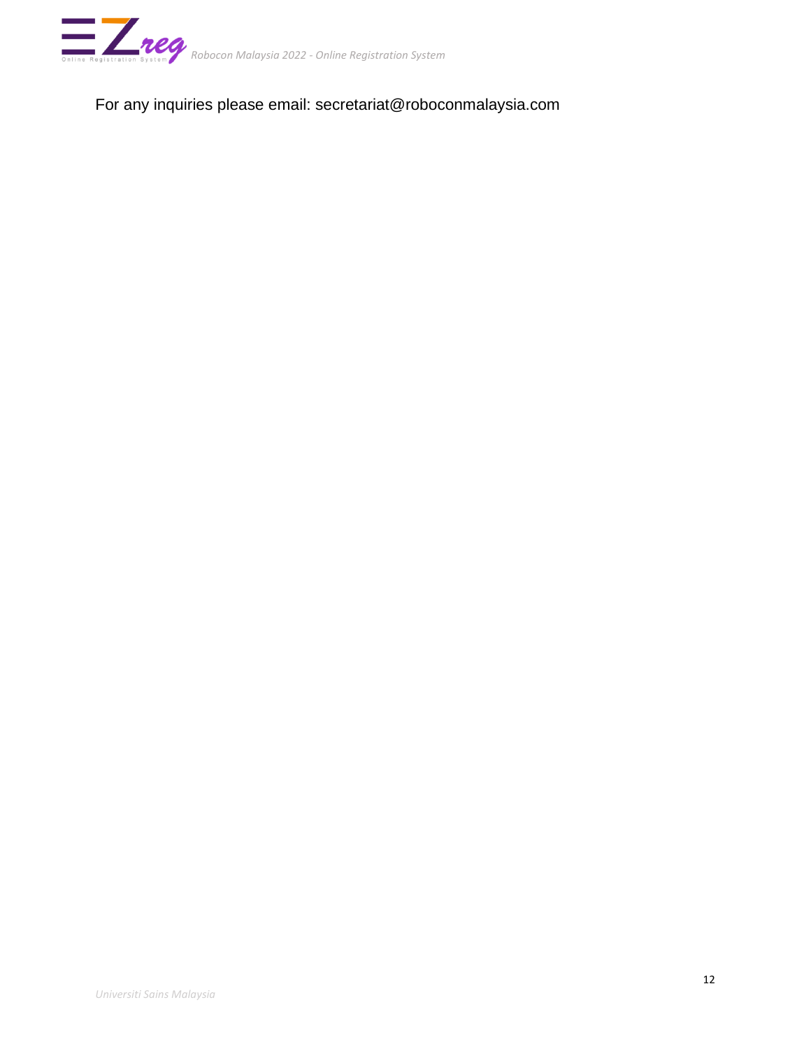For any inquiries please email: secretariat@roboconmalaysia.com